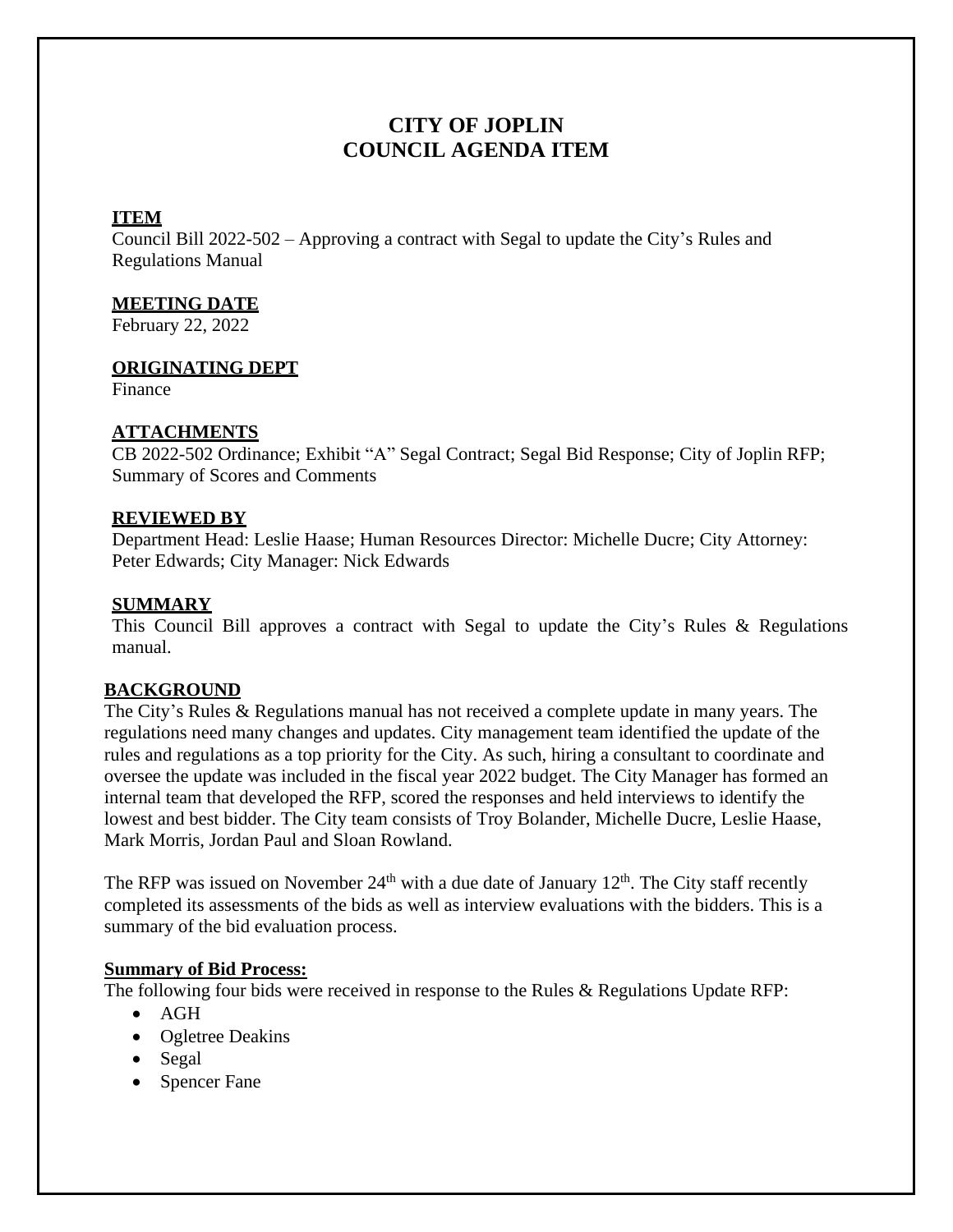# CITY OF JOPLIN
# COUNCIL AGENDA ITEM

**ITEM**

Council Bill 2022-502 – Approving a contract with Segal to update the City's Rules and Regulations Manual

**MEETING DATE**

February 22, 2022

**ORIGINATING DEPT**

Finance

**ATTACHMENTS**

CB 2022-502 Ordinance; Exhibit "A" Segal Contract; Segal Bid Response; City of Joplin RFP; Summary of Scores and Comments

**REVIEWED BY**

Department Head: Leslie Haase; Human Resources Director: Michelle Ducre; City Attorney: Peter Edwards; City Manager: Nick Edwards

**SUMMARY**

This Council Bill approves a contract with Segal to update the City's Rules & Regulations manual.

**BACKGROUND**

The City's Rules & Regulations manual has not received a complete update in many years. The regulations need many changes and updates. City management team identified the update of the rules and regulations as a top priority for the City. As such, hiring a consultant to coordinate and oversee the update was included in the fiscal year 2022 budget. The City Manager has formed an internal team that developed the RFP, scored the responses and held interviews to identify the lowest and best bidder. The City team consists of Troy Bolander, Michelle Ducre, Leslie Haase, Mark Morris, Jordan Paul and Sloan Rowland.

The RFP was issued on November 24th with a due date of January 12th. The City staff recently completed its assessments of the bids as well as interview evaluations with the bidders. This is a summary of the bid evaluation process.

**Summary of Bid Process:**

The following four bids were received in response to the Rules & Regulations Update RFP:

- AGH
- Ogletree Deakins
- Segal
- Spencer Fane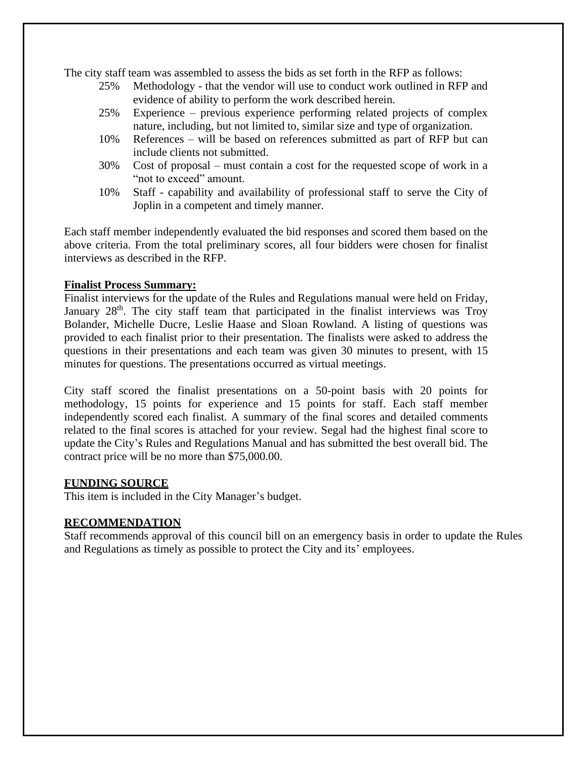The city staff team was assembled to assess the bids as set forth in the RFP as follows:

- 25% Methodology - that the vendor will use to conduct work outlined in RFP and evidence of ability to perform the work described herein.
- 25% Experience – previous experience performing related projects of complex nature, including, but not limited to, similar size and type of organization.
- 10% References – will be based on references submitted as part of RFP but can include clients not submitted.
- 30% Cost of proposal – must contain a cost for the requested scope of work in a "not to exceed" amount.
- 10% Staff - capability and availability of professional staff to serve the City of Joplin in a competent and timely manner.

Each staff member independently evaluated the bid responses and scored them based on the above criteria. From the total preliminary scores, all four bidders were chosen for finalist interviews as described in the RFP.

**Finalist Process Summary:**

Finalist interviews for the update of the Rules and Regulations manual were held on Friday, January 28th. The city staff team that participated in the finalist interviews was Troy Bolander, Michelle Ducre, Leslie Haase and Sloan Rowland. A listing of questions was provided to each finalist prior to their presentation. The finalists were asked to address the questions in their presentations and each team was given 30 minutes to present, with 15 minutes for questions. The presentations occurred as virtual meetings.

City staff scored the finalist presentations on a 50-point basis with 20 points for methodology, 15 points for experience and 15 points for staff. Each staff member independently scored each finalist. A summary of the final scores and detailed comments related to the final scores is attached for your review. Segal had the highest final score to update the City's Rules and Regulations Manual and has submitted the best overall bid. The contract price will be no more than $75,000.00.

**FUNDING SOURCE**

This item is included in the City Manager's budget.

**RECOMMENDATION**

Staff recommends approval of this council bill on an emergency basis in order to update the Rules and Regulations as timely as possible to protect the City and its' employees.